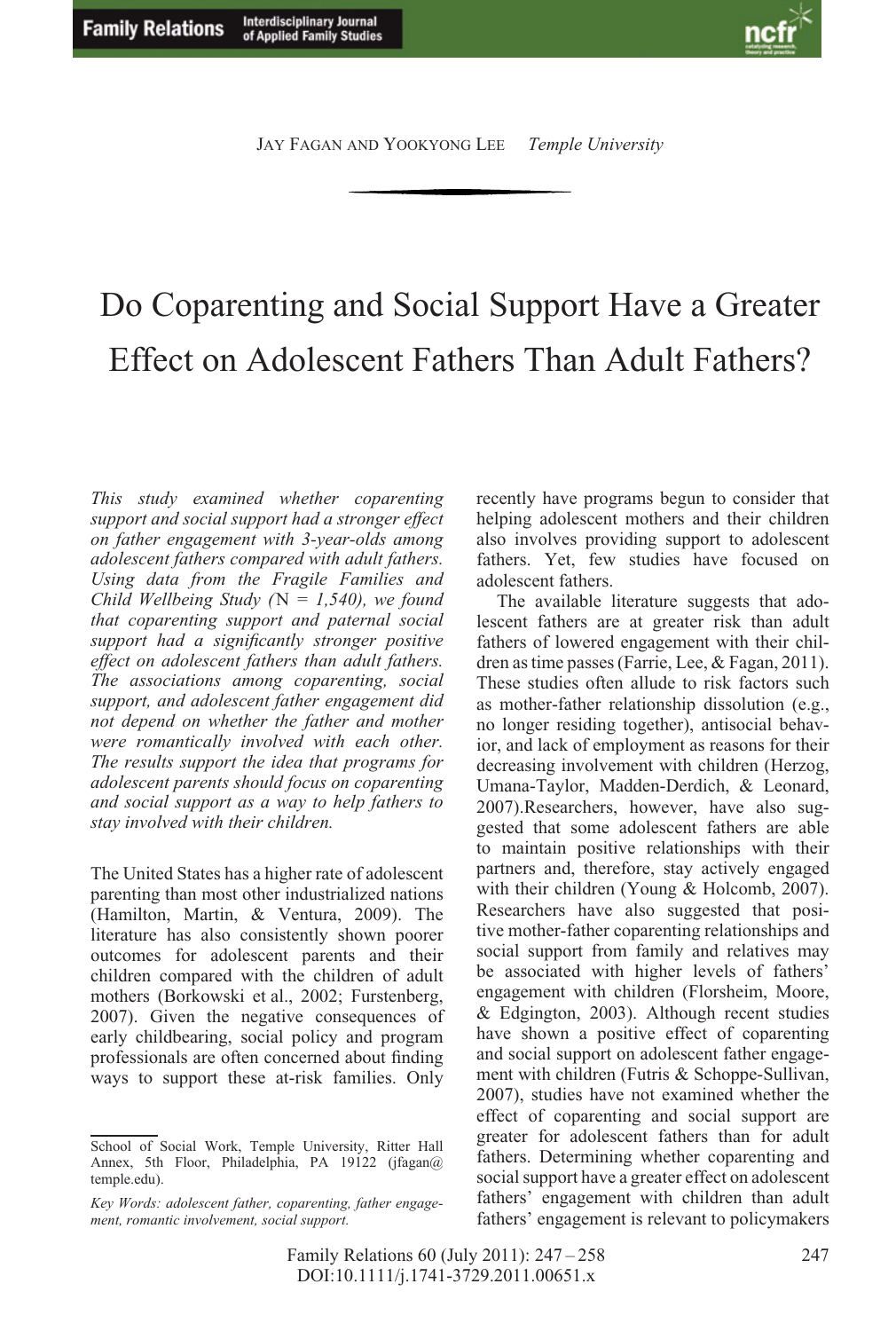Jay Fagan and Yookyong Lee *Temple University*

# Do Coparenting and Social Support Have a Greater Effect on Adolescent Fathers Than Adult Fathers?

*This study examined whether coparenting support and social support had a stronger effect on father engagement with 3-year-olds among adolescent fathers compared with adult fathers. Using data from the Fragile Families and Child Wellbeing Study (*N *= 1,540), we found that coparenting support and paternal social support had a significantly stronger positive effect on adolescent fathers than adult fathers. The associations among coparenting, social support, and adolescent father engagement did not depend on whether the father and mother were romantically involved with each other. The results support the idea that programs for adolescent parents should focus on coparenting and social support as a way to help fathers to stay involved with their children.*

The United States has a higher rate of adolescent parenting than most other industrialized nations (Hamilton, Martin, & Ventura, 2009). The literature has also consistently shown poorer outcomes for adolescent parents and their children compared with the children of adult mothers (Borkowski et al., 2002; Furstenberg, 2007). Given the negative consequences of early childbearing, social policy and program professionals are often concerned about finding ways to support these at-risk families. Only recently have programs begun to consider that helping adolescent mothers and their children also involves providing support to adolescent fathers. Yet, few studies have focused on adolescent fathers.

The available literature suggests that adolescent fathers are at greater risk than adult fathers of lowered engagement with their children as time passes (Farrie, Lee, & Fagan, 2011). These studies often allude to risk factors such as mother-father relationship dissolution (e.g., no longer residing together), antisocial behavior, and lack of employment as reasons for their decreasing involvement with children (Herzog, Umana-Taylor, Madden-Derdich, & Leonard, 2007).Researchers, however, have also suggested that some adolescent fathers are able to maintain positive relationships with their partners and, therefore, stay actively engaged with their children (Young & Holcomb, 2007). Researchers have also suggested that positive mother-father coparenting relationships and social support from family and relatives may be associated with higher levels of fathers' engagement with children (Florsheim, Moore, & Edgington, 2003). Although recent studies have shown a positive effect of coparenting and social support on adolescent father engagement with children (Futris & Schoppe-Sullivan, 2007), studies have not examined whether the effect of coparenting and social support are greater for adolescent fathers than for adult fathers. Determining whether coparenting and social support have a greater effect on adolescent fathers' engagement with children than adult fathers' engagement is relevant to policymakers

School of Social Work, Temple University, Ritter Hall Annex, 5th Floor, Philadelphia, PA 19122 (jfagan@temple.edu).

*Key Words: adolescent father, coparenting, father engagement, romantic involvement, social support.*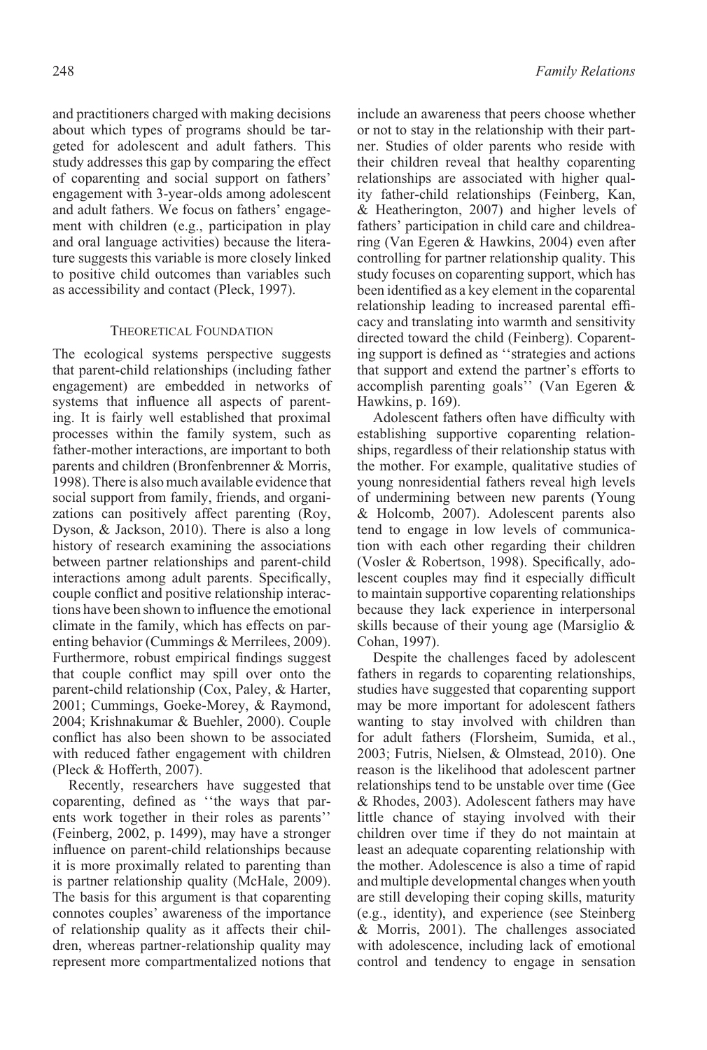and practitioners charged with making decisions about which types of programs should be targeted for adolescent and adult fathers. This study addresses this gap by comparing the effect of coparenting and social support on fathers' engagement with 3-year-olds among adolescent and adult fathers. We focus on fathers' engagement with children (e.g., participation in play and oral language activities) because the literature suggests this variable is more closely linked to positive child outcomes than variables such as accessibility and contact (Pleck, 1997).

## Theoretical Foundation

The ecological systems perspective suggests that parent-child relationships (including father engagement) are embedded in networks of systems that influence all aspects of parenting. It is fairly well established that proximal processes within the family system, such as father-mother interactions, are important to both parents and children (Bronfenbrenner & Morris, 1998). There is also much available evidence that social support from family, friends, and organizations can positively affect parenting (Roy, Dyson, & Jackson, 2010). There is also a long history of research examining the associations between partner relationships and parent-child interactions among adult parents. Specifically, couple conflict and positive relationship interactions have been shown to influence the emotional climate in the family, which has effects on parenting behavior (Cummings & Merrilees, 2009). Furthermore, robust empirical findings suggest that couple conflict may spill over onto the parent-child relationship (Cox, Paley, & Harter, 2001; Cummings, Goeke-Morey, & Raymond, 2004; Krishnakumar & Buehler, 2000). Couple conflict has also been shown to be associated with reduced father engagement with children (Pleck & Hofferth, 2007).

Recently, researchers have suggested that coparenting, defined as ''the ways that parents work together in their roles as parents'' (Feinberg, 2002, p. 1499), may have a stronger influence on parent-child relationships because it is more proximally related to parenting than is partner relationship quality (McHale, 2009). The basis for this argument is that coparenting connotes couples' awareness of the importance of relationship quality as it affects their children, whereas partner-relationship quality may represent more compartmentalized notions that include an awareness that peers choose whether or not to stay in the relationship with their partner. Studies of older parents who reside with their children reveal that healthy coparenting relationships are associated with higher quality father-child relationships (Feinberg, Kan, & Heatherington, 2007) and higher levels of fathers' participation in child care and childrearing (Van Egeren & Hawkins, 2004) even after controlling for partner relationship quality. This study focuses on coparenting support, which has been identified as a key element in the coparental relationship leading to increased parental efficacy and translating into warmth and sensitivity directed toward the child (Feinberg). Coparenting support is defined as ''strategies and actions that support and extend the partner's efforts to accomplish parenting goals'' (Van Egeren & Hawkins, p. 169).

Adolescent fathers often have difficulty with establishing supportive coparenting relationships, regardless of their relationship status with the mother. For example, qualitative studies of young nonresidential fathers reveal high levels of undermining between new parents (Young & Holcomb, 2007). Adolescent parents also tend to engage in low levels of communication with each other regarding their children (Vosler & Robertson, 1998). Specifically, adolescent couples may find it especially difficult to maintain supportive coparenting relationships because they lack experience in interpersonal skills because of their young age (Marsiglio & Cohan, 1997).

Despite the challenges faced by adolescent fathers in regards to coparenting relationships, studies have suggested that coparenting support may be more important for adolescent fathers wanting to stay involved with children than for adult fathers (Florsheim, Sumida, et al., 2003; Futris, Nielsen, & Olmstead, 2010). One reason is the likelihood that adolescent partner relationships tend to be unstable over time (Gee & Rhodes, 2003). Adolescent fathers may have little chance of staying involved with their children over time if they do not maintain at least an adequate coparenting relationship with the mother. Adolescence is also a time of rapid and multiple developmental changes when youth are still developing their coping skills, maturity (e.g., identity), and experience (see Steinberg & Morris, 2001). The challenges associated with adolescence, including lack of emotional control and tendency to engage in sensation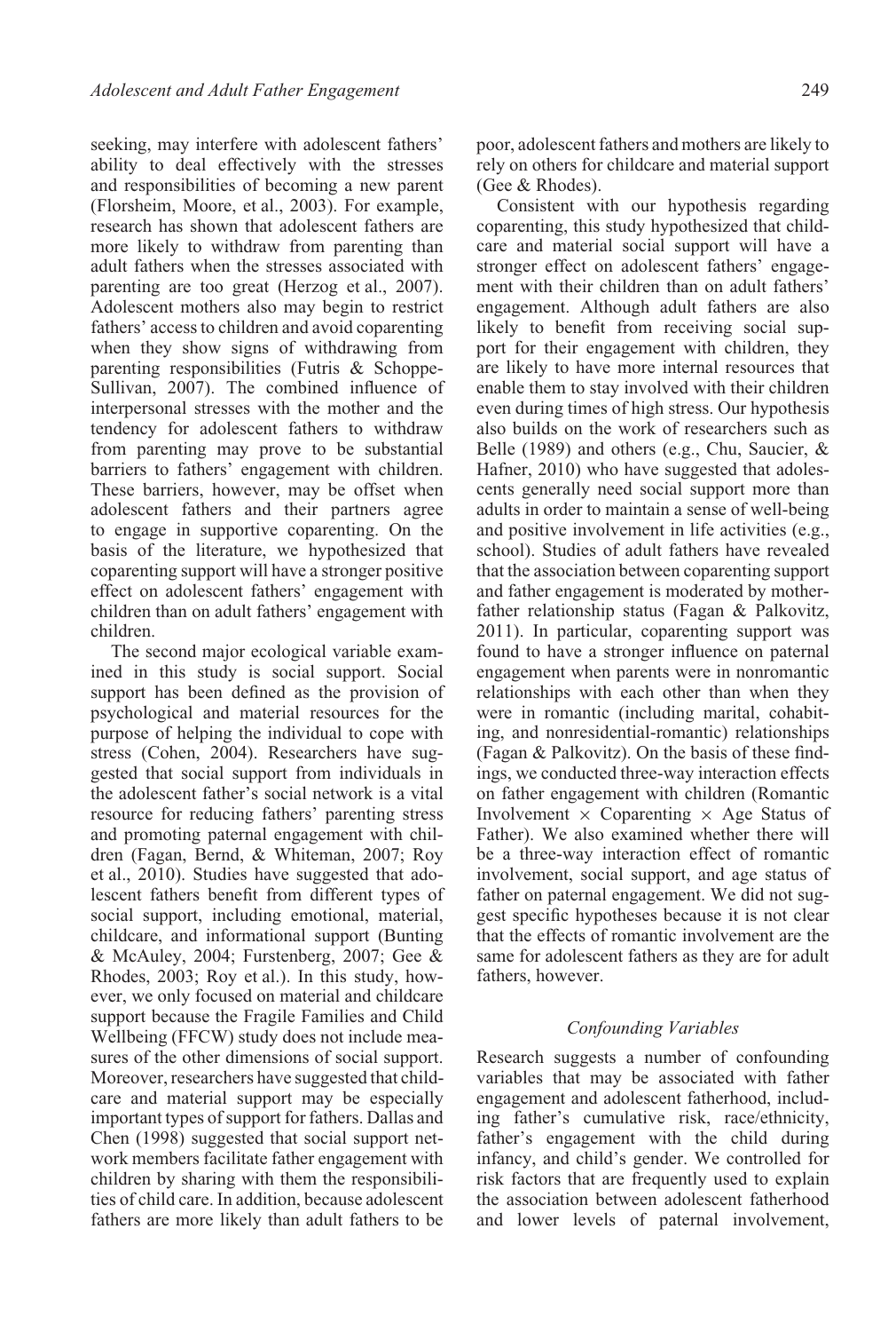seeking, may interfere with adolescent fathers' ability to deal effectively with the stresses and responsibilities of becoming a new parent (Florsheim, Moore, et al., 2003). For example, research has shown that adolescent fathers are more likely to withdraw from parenting than adult fathers when the stresses associated with parenting are too great (Herzog et al., 2007). Adolescent mothers also may begin to restrict fathers' access to children and avoid coparenting when they show signs of withdrawing from parenting responsibilities (Futris & Schoppe-Sullivan, 2007). The combined influence of interpersonal stresses with the mother and the tendency for adolescent fathers to withdraw from parenting may prove to be substantial barriers to fathers' engagement with children. These barriers, however, may be offset when adolescent fathers and their partners agree to engage in supportive coparenting. On the basis of the literature, we hypothesized that coparenting support will have a stronger positive effect on adolescent fathers' engagement with children than on adult fathers' engagement with children.

The second major ecological variable examined in this study is social support. Social support has been defined as the provision of psychological and material resources for the purpose of helping the individual to cope with stress (Cohen, 2004). Researchers have suggested that social support from individuals in the adolescent father's social network is a vital resource for reducing fathers' parenting stress and promoting paternal engagement with children (Fagan, Bernd, & Whiteman, 2007; Roy et al., 2010). Studies have suggested that adolescent fathers benefit from different types of social support, including emotional, material, childcare, and informational support (Bunting & McAuley, 2004; Furstenberg, 2007; Gee & Rhodes, 2003; Roy et al.). In this study, however, we only focused on material and childcare support because the Fragile Families and Child Wellbeing (FFCW) study does not include measures of the other dimensions of social support. Moreover, researchers have suggested that childcare and material support may be especially important types of support for fathers. Dallas and Chen (1998) suggested that social support network members facilitate father engagement with children by sharing with them the responsibilities of child care. In addition, because adolescent fathers are more likely than adult fathers to be poor, adolescent fathers and mothers are likely to rely on others for childcare and material support (Gee & Rhodes).

Consistent with our hypothesis regarding coparenting, this study hypothesized that childcare and material social support will have a stronger effect on adolescent fathers' engagement with their children than on adult fathers' engagement. Although adult fathers are also likely to benefit from receiving social support for their engagement with children, they are likely to have more internal resources that enable them to stay involved with their children even during times of high stress. Our hypothesis also builds on the work of researchers such as Belle (1989) and others (e.g., Chu, Saucier, & Hafner, 2010) who have suggested that adolescents generally need social support more than adults in order to maintain a sense of well-being and positive involvement in life activities (e.g., school). Studies of adult fathers have revealed that the association between coparenting support and father engagement is moderated by mother-father relationship status (Fagan & Palkovitz, 2011). In particular, coparenting support was found to have a stronger influence on paternal engagement when parents were in nonromantic relationships with each other than when they were in romantic (including marital, cohabiting, and nonresidential-romantic) relationships (Fagan & Palkovitz). On the basis of these findings, we conducted three-way interaction effects on father engagement with children (Romantic Involvement × Coparenting × Age Status of Father). We also examined whether there will be a three-way interaction effect of romantic involvement, social support, and age status of father on paternal engagement. We did not suggest specific hypotheses because it is not clear that the effects of romantic involvement are the same for adolescent fathers as they are for adult fathers, however.

### *Confounding Variables*

Research suggests a number of confounding variables that may be associated with father engagement and adolescent fatherhood, including father's cumulative risk, race/ethnicity, father's engagement with the child during infancy, and child's gender. We controlled for risk factors that are frequently used to explain the association between adolescent fatherhood and lower levels of paternal involvement,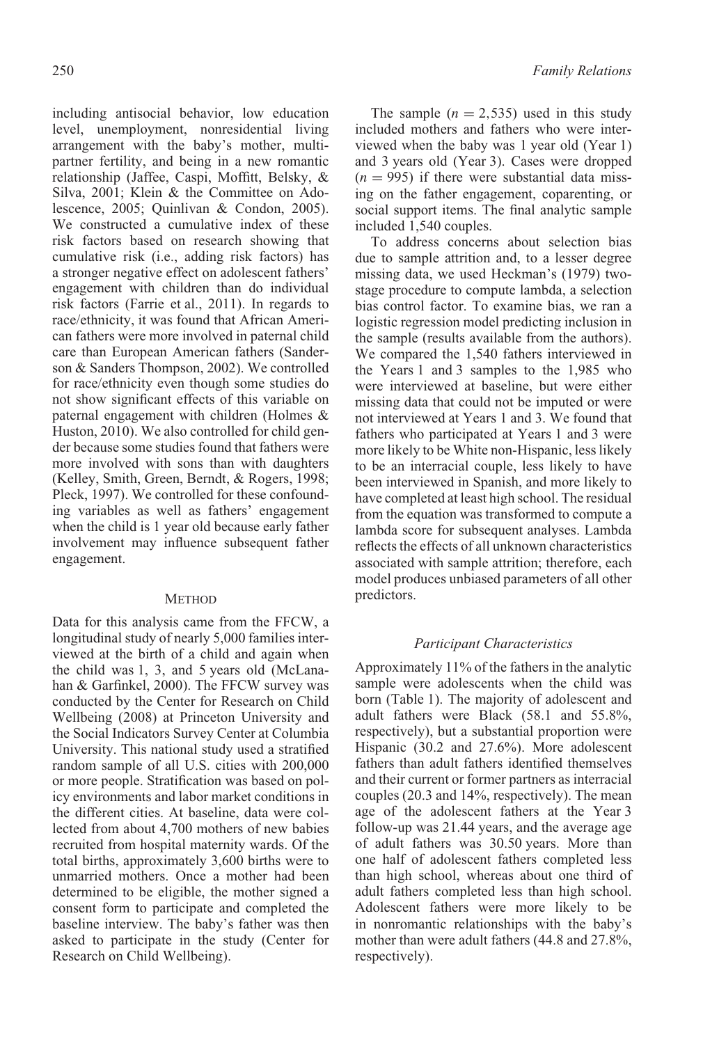including antisocial behavior, low education level, unemployment, nonresidential living arrangement with the baby's mother, multipartner fertility, and being in a new romantic relationship (Jaffee, Caspi, Moffitt, Belsky, & Silva, 2001; Klein & the Committee on Adolescence, 2005; Quinlivan & Condon, 2005). We constructed a cumulative index of these risk factors based on research showing that cumulative risk (i.e., adding risk factors) has a stronger negative effect on adolescent fathers' engagement with children than do individual risk factors (Farrie et al., 2011). In regards to race/ethnicity, it was found that African American fathers were more involved in paternal child care than European American fathers (Sanderson & Sanders Thompson, 2002). We controlled for race/ethnicity even though some studies do not show significant effects of this variable on paternal engagement with children (Holmes & Huston, 2010). We also controlled for child gender because some studies found that fathers were more involved with sons than with daughters (Kelley, Smith, Green, Berndt, & Rogers, 1998; Pleck, 1997). We controlled for these confounding variables as well as fathers' engagement when the child is 1 year old because early father involvement may influence subsequent father engagement.

## Method

Data for this analysis came from the FFCW, a longitudinal study of nearly 5,000 families interviewed at the birth of a child and again when the child was 1, 3, and 5 years old (McLanahan & Garfinkel, 2000). The FFCW survey was conducted by the Center for Research on Child Wellbeing (2008) at Princeton University and the Social Indicators Survey Center at Columbia University. This national study used a stratified random sample of all U.S. cities with 200,000 or more people. Stratification was based on policy environments and labor market conditions in the different cities. At baseline, data were collected from about 4,700 mothers of new babies recruited from hospital maternity wards. Of the total births, approximately 3,600 births were to unmarried mothers. Once a mother had been determined to be eligible, the mother signed a consent form to participate and completed the baseline interview. The baby's father was then asked to participate in the study (Center for Research on Child Wellbeing).

The sample ($n = 2{,}535$) used in this study included mothers and fathers who were interviewed when the baby was 1 year old (Year 1) and 3 years old (Year 3). Cases were dropped ($n = 995$) if there were substantial data missing on the father engagement, coparenting, or social support items. The final analytic sample included 1,540 couples.

To address concerns about selection bias due to sample attrition and, to a lesser degree missing data, we used Heckman's (1979) two-stage procedure to compute lambda, a selection bias control factor. To examine bias, we ran a logistic regression model predicting inclusion in the sample (results available from the authors). We compared the 1,540 fathers interviewed in the Years 1 and 3 samples to the 1,985 who were interviewed at baseline, but were either missing data that could not be imputed or were not interviewed at Years 1 and 3. We found that fathers who participated at Years 1 and 3 were more likely to be White non-Hispanic, less likely to be an interracial couple, less likely to have been interviewed in Spanish, and more likely to have completed at least high school. The residual from the equation was transformed to compute a lambda score for subsequent analyses. Lambda reflects the effects of all unknown characteristics associated with sample attrition; therefore, each model produces unbiased parameters of all other predictors.

### *Participant Characteristics*

Approximately 11% of the fathers in the analytic sample were adolescents when the child was born (Table 1). The majority of adolescent and adult fathers were Black (58.1 and 55.8%, respectively), but a substantial proportion were Hispanic (30.2 and 27.6%). More adolescent fathers than adult fathers identified themselves and their current or former partners as interracial couples (20.3 and 14%, respectively). The mean age of the adolescent fathers at the Year 3 follow-up was 21.44 years, and the average age of adult fathers was 30.50 years. More than one half of adolescent fathers completed less than high school, whereas about one third of adult fathers completed less than high school. Adolescent fathers were more likely to be in nonromantic relationships with the baby's mother than were adult fathers (44.8 and 27.8%, respectively).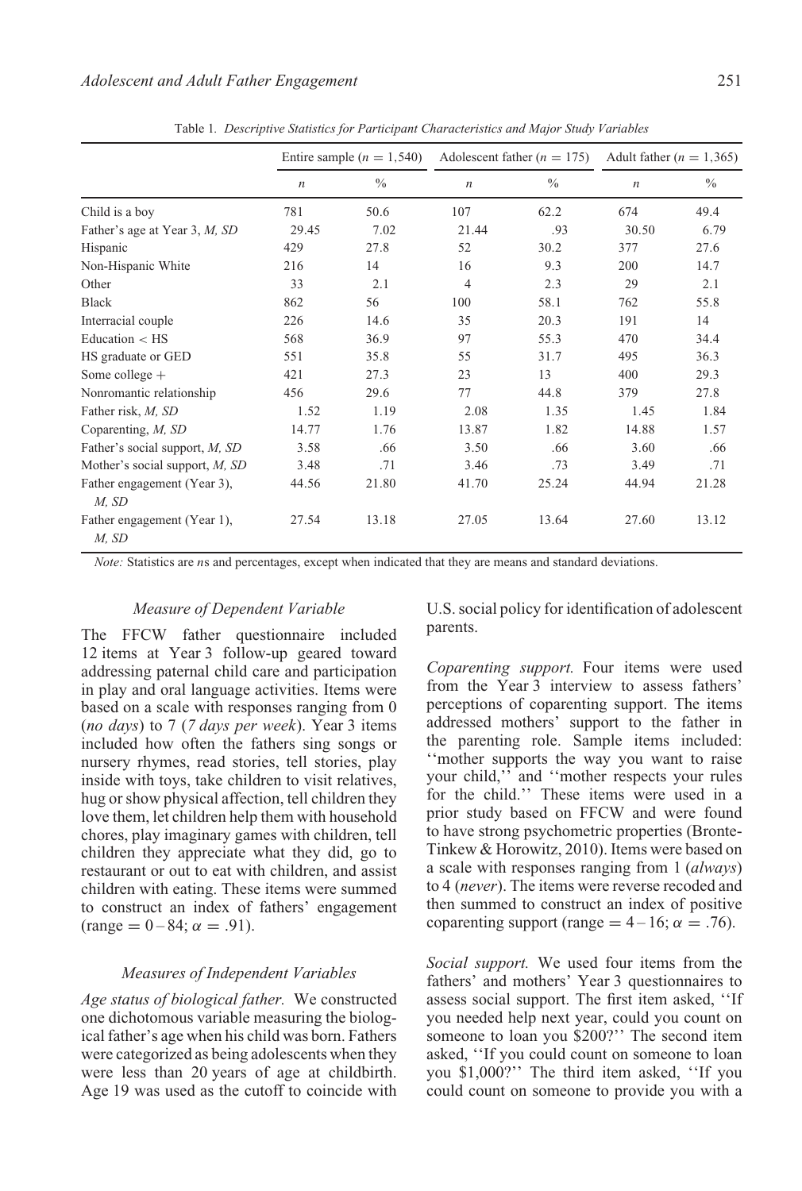Table 1. *Descriptive Statistics for Participant Characteristics and Major Study Variables*

| | Entire sample ($n$ = 1,540) | | Adolescent father ($n$ = 175) | | Adult father ($n$ = 1,365) | |
|---|---|---|---|---|---|---|
| | $n$ | % | $n$ | % | $n$ | % |
| Child is a boy | 781 | 50.6 | 107 | 62.2 | 674 | 49.4 |
| Father's age at Year 3, *M, SD* | 29.45 | 7.02 | 21.44 | .93 | 30.50 | 6.79 |
| Hispanic | 429 | 27.8 | 52 | 30.2 | 377 | 27.6 |
| Non-Hispanic White | 216 | 14 | 16 | 9.3 | 200 | 14.7 |
| Other | 33 | 2.1 | 4 | 2.3 | 29 | 2.1 |
| Black | 862 | 56 | 100 | 58.1 | 762 | 55.8 |
| Interracial couple | 226 | 14.6 | 35 | 20.3 | 191 | 14 |
| Education < HS | 568 | 36.9 | 97 | 55.3 | 470 | 34.4 |
| HS graduate or GED | 551 | 35.8 | 55 | 31.7 | 495 | 36.3 |
| Some college + | 421 | 27.3 | 23 | 13 | 400 | 29.3 |
| Nonromantic relationship | 456 | 29.6 | 77 | 44.8 | 379 | 27.8 |
| Father risk, *M, SD* | 1.52 | 1.19 | 2.08 | 1.35 | 1.45 | 1.84 |
| Coparenting, *M, SD* | 14.77 | 1.76 | 13.87 | 1.82 | 14.88 | 1.57 |
| Father's social support, *M, SD* | 3.58 | .66 | 3.50 | .66 | 3.60 | .66 |
| Mother's social support, *M, SD* | 3.48 | .71 | 3.46 | .73 | 3.49 | .71 |
| Father engagement (Year 3), *M, SD* | 44.56 | 21.80 | 41.70 | 25.24 | 44.94 | 21.28 |
| Father engagement (Year 1), *M, SD* | 27.54 | 13.18 | 27.05 | 13.64 | 27.60 | 13.12 |

*Note:* Statistics are *n*s and percentages, except when indicated that they are means and standard deviations.

### *Measure of Dependent Variable*

The FFCW father questionnaire included 12 items at Year 3 follow-up geared toward addressing paternal child care and participation in play and oral language activities. Items were based on a scale with responses ranging from 0 (*no days*) to 7 (*7 days per week*). Year 3 items included how often the fathers sing songs or nursery rhymes, read stories, tell stories, play inside with toys, take children to visit relatives, hug or show physical affection, tell children they love them, let children help them with household chores, play imaginary games with children, tell children they appreciate what they did, go to restaurant or out to eat with children, and assist children with eating. These items were summed to construct an index of fathers' engagement (range = 0–84; $\alpha$ = .91).

### *Measures of Independent Variables*

*Age status of biological father.* We constructed one dichotomous variable measuring the biological father's age when his child was born. Fathers were categorized as being adolescents when they were less than 20 years of age at childbirth. Age 19 was used as the cutoff to coincide with U.S. social policy for identification of adolescent parents.

*Coparenting support.* Four items were used from the Year 3 interview to assess fathers' perceptions of coparenting support. The items addressed mothers' support to the father in the parenting role. Sample items included: ''mother supports the way you want to raise your child,'' and ''mother respects your rules for the child.'' These items were used in a prior study based on FFCW and were found to have strong psychometric properties (Bronte-Tinkew & Horowitz, 2010). Items were based on a scale with responses ranging from 1 (*always*) to 4 (*never*). The items were reverse recoded and then summed to construct an index of positive coparenting support (range = 4–16; $\alpha$ = .76).

*Social support.* We used four items from the fathers' and mothers' Year 3 questionnaires to assess social support. The first item asked, ''If you needed help next year, could you count on someone to loan you $200?'' The second item asked, ''If you could count on someone to loan you $1,000?'' The third item asked, ''If you could count on someone to provide you with a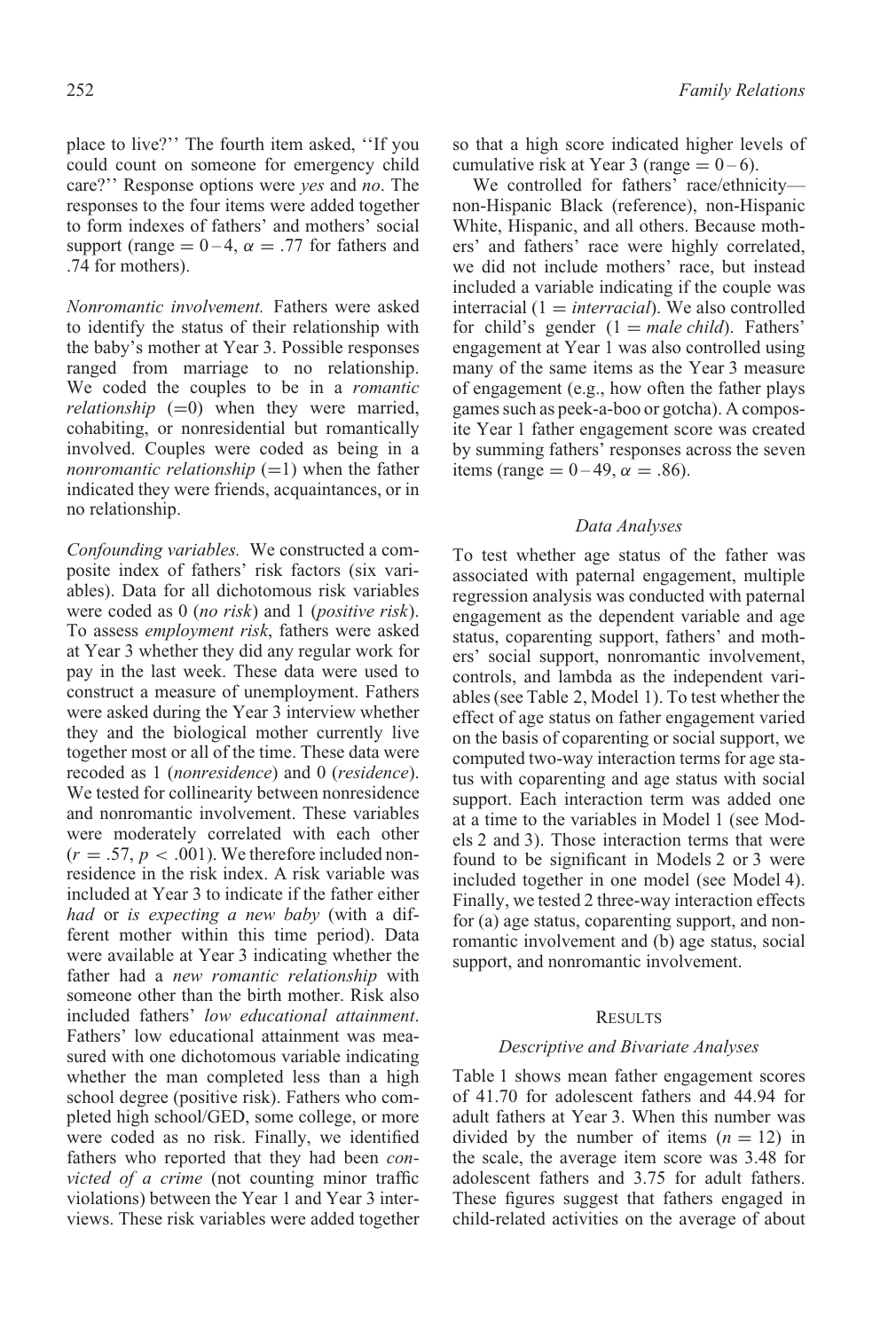place to live?'' The fourth item asked, ''If you could count on someone for emergency child care?'' Response options were *yes* and *no*. The responses to the four items were added together to form indexes of fathers' and mothers' social support (range $= 0–4$, $\alpha = .77$ for fathers and .74 for mothers).

*Nonromantic involvement.* Fathers were asked to identify the status of their relationship with the baby's mother at Year 3. Possible responses ranged from marriage to no relationship. We coded the couples to be in a *romantic relationship* (=0) when they were married, cohabiting, or nonresidential but romantically involved. Couples were coded as being in a *nonromantic relationship* (=1) when the father indicated they were friends, acquaintances, or in no relationship.

*Confounding variables.* We constructed a composite index of fathers' risk factors (six variables). Data for all dichotomous risk variables were coded as 0 (*no risk*) and 1 (*positive risk*). To assess *employment risk*, fathers were asked at Year 3 whether they did any regular work for pay in the last week. These data were used to construct a measure of unemployment. Fathers were asked during the Year 3 interview whether they and the biological mother currently live together most or all of the time. These data were recoded as 1 (*nonresidence*) and 0 (*residence*). We tested for collinearity between nonresidence and nonromantic involvement. These variables were moderately correlated with each other ($r = .57$, $p < .001$). We therefore included nonresidence in the risk index. A risk variable was included at Year 3 to indicate if the father either *had* or *is expecting a new baby* (with a different mother within this time period). Data were available at Year 3 indicating whether the father had a *new romantic relationship* with someone other than the birth mother. Risk also included fathers' *low educational attainment*. Fathers' low educational attainment was measured with one dichotomous variable indicating whether the man completed less than a high school degree (positive risk). Fathers who completed high school/GED, some college, or more were coded as no risk. Finally, we identified fathers who reported that they had been *convicted of a crime* (not counting minor traffic violations) between the Year 1 and Year 3 interviews. These risk variables were added together so that a high score indicated higher levels of cumulative risk at Year 3 (range $= 0–6$).

We controlled for fathers' race/ethnicity—non-Hispanic Black (reference), non-Hispanic White, Hispanic, and all others. Because mothers' and fathers' race were highly correlated, we did not include mothers' race, but instead included a variable indicating if the couple was interracial (1 = *interracial*). We also controlled for child's gender (1 = *male child*). Fathers' engagement at Year 1 was also controlled using many of the same items as the Year 3 measure of engagement (e.g., how often the father plays games such as peek-a-boo or gotcha). A composite Year 1 father engagement score was created by summing fathers' responses across the seven items (range $= 0–49$, $\alpha = .86$).

### *Data Analyses*

To test whether age status of the father was associated with paternal engagement, multiple regression analysis was conducted with paternal engagement as the dependent variable and age status, coparenting support, fathers' and mothers' social support, nonromantic involvement, controls, and lambda as the independent variables (see Table 2, Model 1). To test whether the effect of age status on father engagement varied on the basis of coparenting or social support, we computed two-way interaction terms for age status with coparenting and age status with social support. Each interaction term was added one at a time to the variables in Model 1 (see Models 2 and 3). Those interaction terms that were found to be significant in Models 2 or 3 were included together in one model (see Model 4). Finally, we tested 2 three-way interaction effects for (a) age status, coparenting support, and nonromantic involvement and (b) age status, social support, and nonromantic involvement.

## RESULTS

### *Descriptive and Bivariate Analyses*

Table 1 shows mean father engagement scores of 41.70 for adolescent fathers and 44.94 for adult fathers at Year 3. When this number was divided by the number of items ($n = 12$) in the scale, the average item score was 3.48 for adolescent fathers and 3.75 for adult fathers. These figures suggest that fathers engaged in child-related activities on the average of about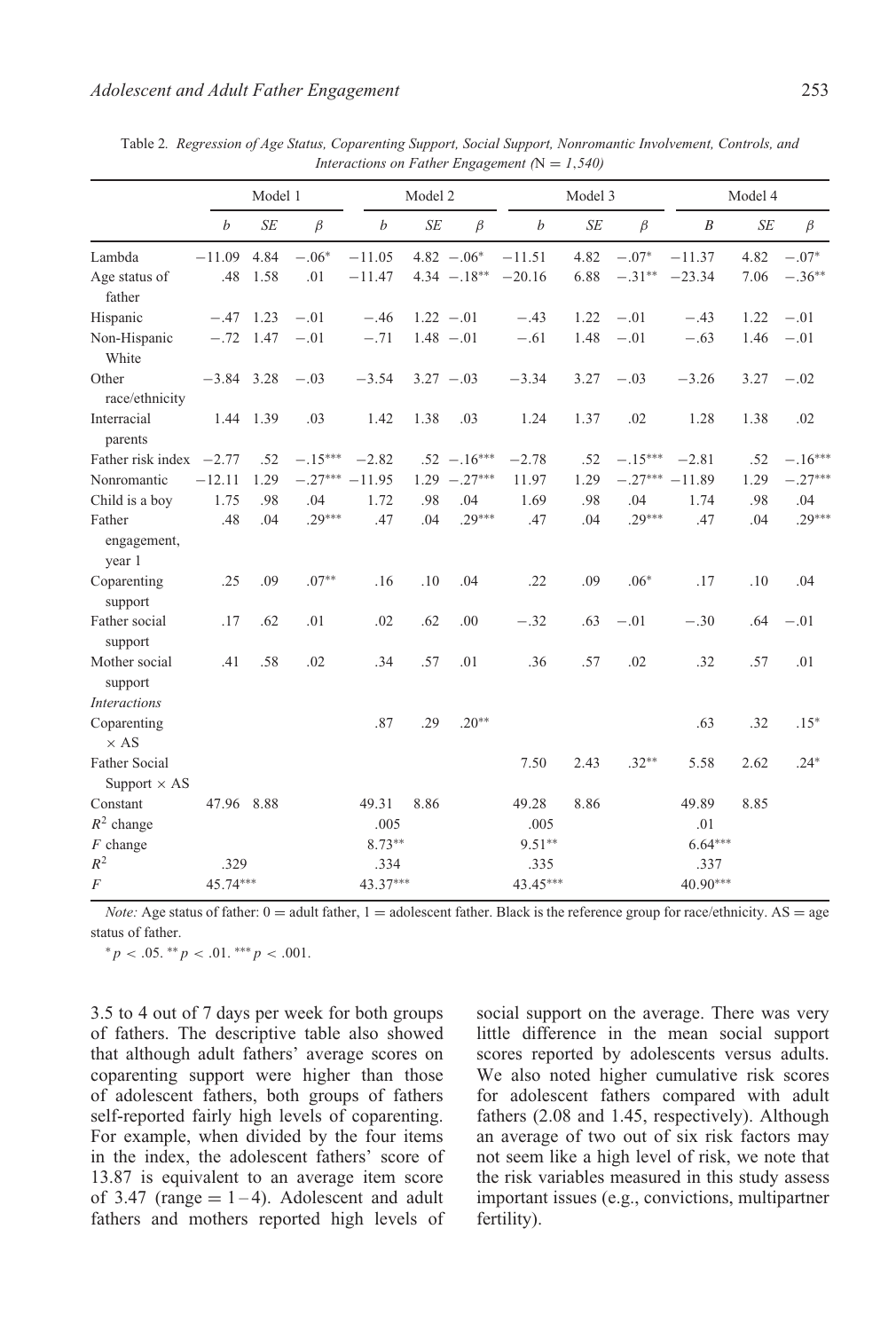Table 2. *Regression of Age Status, Coparenting Support, Social Support, Nonromantic Involvement, Controls, and Interactions on Father Engagement (N = 1,540)*

| | Model 1 | | | Model 2 | | | Model 3 | | | Model 4 | | |
|---|---|---|---|---|---|---|---|---|---|---|---|---|
| | *b* | *SE* | *β* | *b* | *SE* | *β* | *b* | *SE* | *β* | *B* | *SE* | *β* |
| Lambda | −11.09 | 4.84 | −.06* | −11.05 | 4.82 | −.06* | −11.51 | 4.82 | −.07* | −11.37 | 4.82 | −.07* |
| Age status of father | .48 | 1.58 | .01 | −11.47 | 4.34 | −.18** | −20.16 | 6.88 | −.31** | −23.34 | 7.06 | −.36** |
| Hispanic | −.47 | 1.23 | −.01 | −.46 | 1.22 | −.01 | −.43 | 1.22 | −.01 | −.43 | 1.22 | −.01 |
| Non-Hispanic White | −.72 | 1.47 | −.01 | −.71 | 1.48 | −.01 | −.61 | 1.48 | −.01 | −.63 | 1.46 | −.01 |
| Other race/ethnicity | −3.84 | 3.28 | −.03 | −3.54 | 3.27 | −.03 | −3.34 | 3.27 | −.03 | −3.26 | 3.27 | −.02 |
| Interracial parents | 1.44 | 1.39 | .03 | 1.42 | 1.38 | .03 | 1.24 | 1.37 | .02 | 1.28 | 1.38 | .02 |
| Father risk index | −2.77 | .52 | −.15*** | −2.82 | .52 | −.16*** | −2.78 | .52 | −.15*** | −2.81 | .52 | −.16*** |
| Nonromantic | −12.11 | 1.29 | −.27*** | −11.95 | 1.29 | −.27*** | 11.97 | 1.29 | −.27*** | −11.89 | 1.29 | −.27*** |
| Child is a boy | 1.75 | .98 | .04 | 1.72 | .98 | .04 | 1.69 | .98 | .04 | 1.74 | .98 | .04 |
| Father engagement, year 1 | .48 | .04 | .29*** | .47 | .04 | .29*** | .47 | .04 | .29*** | .47 | .04 | .29*** |
| Coparenting support | .25 | .09 | .07** | .16 | .10 | .04 | .22 | .09 | .06* | .17 | .10 | .04 |
| Father social support | .17 | .62 | .01 | .02 | .62 | .00 | −.32 | .63 | −.01 | −.30 | .64 | −.01 |
| Mother social support | .41 | .58 | .02 | .34 | .57 | .01 | .36 | .57 | .02 | .32 | .57 | .01 |
| *Interactions* | | | | | | | | | | | | |
| Coparenting × AS | | | | .87 | .29 | .20** | | | | .63 | .32 | .15* |
| Father Social Support × AS | | | | | | | 7.50 | 2.43 | .32** | 5.58 | 2.62 | .24* |
| Constant | 47.96 | 8.88 | | 49.31 | 8.86 | | 49.28 | 8.86 | | 49.89 | 8.85 | |
| $R^2$ change | | | | .005 | | | .005 | | | .01 | | |
| $F$ change | | | | 8.73** | | | 9.51** | | | 6.64*** | | |
| $R^2$ | .329 | | | .334 | | | .335 | | | .337 | | |
| $F$ | 45.74*** | | | 43.37*** | | | 43.45*** | | | 40.90*** | | |

*Note:* Age status of father: 0 = adult father, 1 = adolescent father. Black is the reference group for race/ethnicity. AS = age status of father.

* $p < .05$. ** $p < .01$. *** $p < .001$.

3.5 to 4 out of 7 days per week for both groups of fathers. The descriptive table also showed that although adult fathers' average scores on coparenting support were higher than those of adolescent fathers, both groups of fathers self-reported fairly high levels of coparenting. For example, when divided by the four items in the index, the adolescent fathers' score of 13.87 is equivalent to an average item score of 3.47 (range = 1–4). Adolescent and adult fathers and mothers reported high levels of social support on the average. There was very little difference in the mean social support scores reported by adolescents versus adults. We also noted higher cumulative risk scores for adolescent fathers compared with adult fathers (2.08 and 1.45, respectively). Although an average of two out of six risk factors may not seem like a high level of risk, we note that the risk variables measured in this study assess important issues (e.g., convictions, multipartner fertility).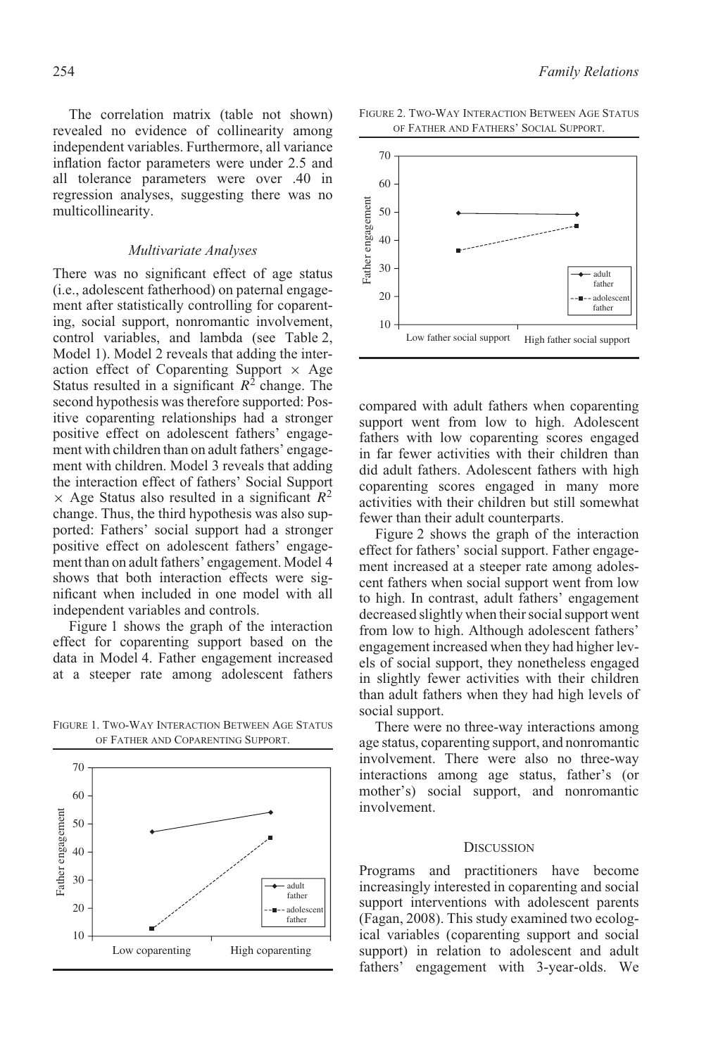The correlation matrix (table not shown) revealed no evidence of collinearity among independent variables. Furthermore, all variance inflation factor parameters were under 2.5 and all tolerance parameters were over .40 in regression analyses, suggesting there was no multicollinearity.

### *Multivariate Analyses*

There was no significant effect of age status (i.e., adolescent fatherhood) on paternal engagement after statistically controlling for coparenting, social support, nonromantic involvement, control variables, and lambda (see Table 2, Model 1). Model 2 reveals that adding the interaction effect of Coparenting Support $\times$ Age Status resulted in a significant $R^2$ change. The second hypothesis was therefore supported: Positive coparenting relationships had a stronger positive effect on adolescent fathers' engagement with children than on adult fathers' engagement with children. Model 3 reveals that adding the interaction effect of fathers' Social Support $\times$ Age Status also resulted in a significant $R^2$ change. Thus, the third hypothesis was also supported: Fathers' social support had a stronger positive effect on adolescent fathers' engagement than on adult fathers' engagement. Model 4 shows that both interaction effects were significant when included in one model with all independent variables and controls.

Figure 1 shows the graph of the interaction effect for coparenting support based on the data in Model 4. Father engagement increased at a steeper rate among adolescent fathers compared with adult fathers when coparenting support went from low to high. Adolescent fathers with low coparenting scores engaged in far fewer activities with their children than did adult fathers. Adolescent fathers with high coparenting scores engaged in many more activities with their children but still somewhat fewer than their adult counterparts.

FIGURE 1. TWO-WAY INTERACTION BETWEEN AGE STATUS OF FATHER AND COPARENTING SUPPORT.

FIGURE 2. TWO-WAY INTERACTION BETWEEN AGE STATUS OF FATHER AND FATHERS' SOCIAL SUPPORT.

Figure 2 shows the graph of the interaction effect for fathers' social support. Father engagement increased at a steeper rate among adolescent fathers when social support went from low to high. In contrast, adult fathers' engagement decreased slightly when their social support went from low to high. Although adolescent fathers' engagement increased when they had higher levels of social support, they nonetheless engaged in slightly fewer activities with their children than adult fathers when they had high levels of social support.

There were no three-way interactions among age status, coparenting support, and nonromantic involvement. There were also no three-way interactions among age status, father's (or mother's) social support, and nonromantic involvement.

## DISCUSSION

Programs and practitioners have become increasingly interested in coparenting and social support interventions with adolescent parents (Fagan, 2008). This study examined two ecological variables (coparenting support and social support) in relation to adolescent and adult fathers' engagement with 3-year-olds. We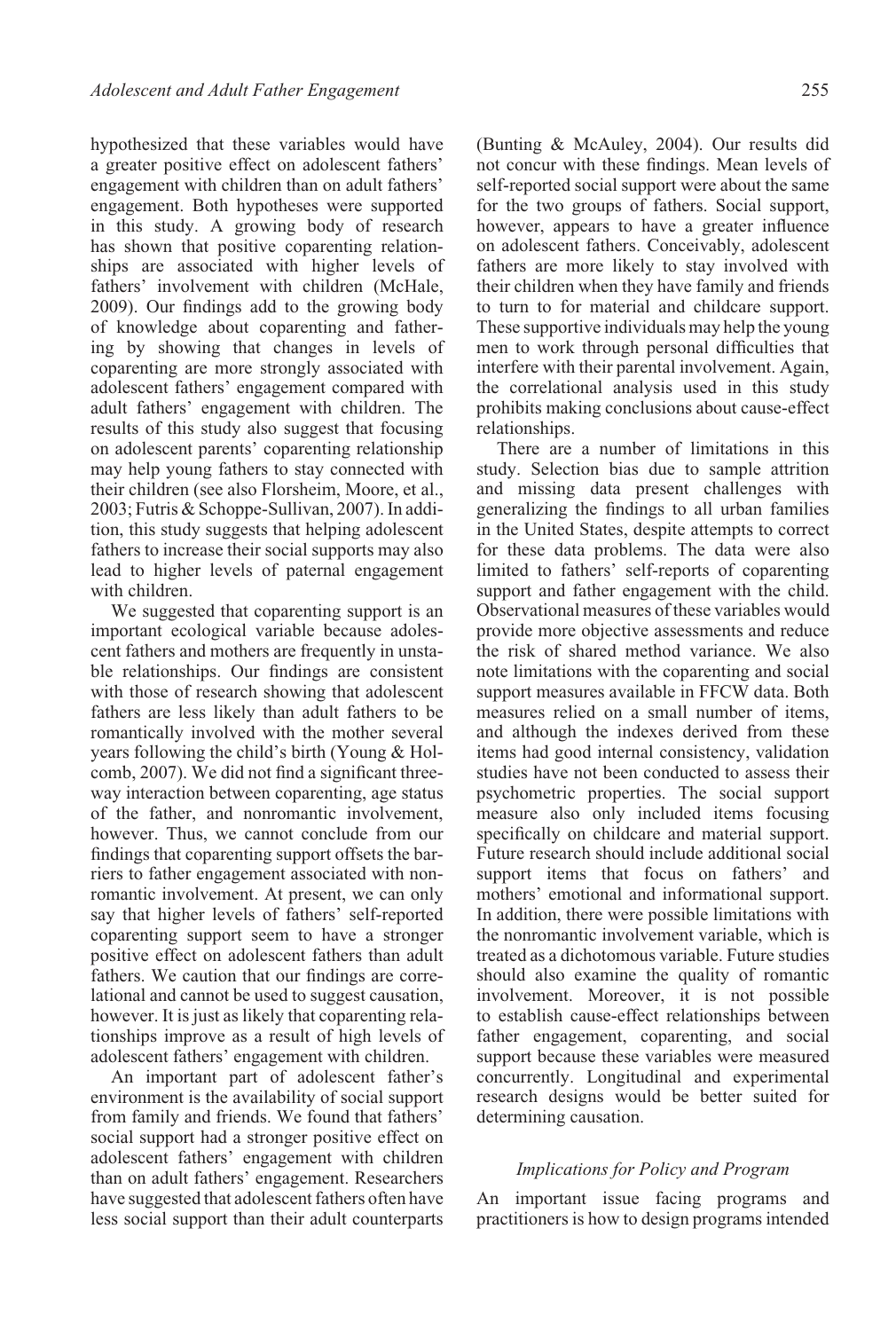hypothesized that these variables would have a greater positive effect on adolescent fathers' engagement with children than on adult fathers' engagement. Both hypotheses were supported in this study. A growing body of research has shown that positive coparenting relationships are associated with higher levels of fathers' involvement with children (McHale, 2009). Our findings add to the growing body of knowledge about coparenting and fathering by showing that changes in levels of coparenting are more strongly associated with adolescent fathers' engagement compared with adult fathers' engagement with children. The results of this study also suggest that focusing on adolescent parents' coparenting relationship may help young fathers to stay connected with their children (see also Florsheim, Moore, et al., 2003; Futris & Schoppe-Sullivan, 2007). In addition, this study suggests that helping adolescent fathers to increase their social supports may also lead to higher levels of paternal engagement with children.

We suggested that coparenting support is an important ecological variable because adolescent fathers and mothers are frequently in unstable relationships. Our findings are consistent with those of research showing that adolescent fathers are less likely than adult fathers to be romantically involved with the mother several years following the child's birth (Young & Holcomb, 2007). We did not find a significant three-way interaction between coparenting, age status of the father, and nonromantic involvement, however. Thus, we cannot conclude from our findings that coparenting support offsets the barriers to father engagement associated with nonromantic involvement. At present, we can only say that higher levels of fathers' self-reported coparenting support seem to have a stronger positive effect on adolescent fathers than adult fathers. We caution that our findings are correlational and cannot be used to suggest causation, however. It is just as likely that coparenting relationships improve as a result of high levels of adolescent fathers' engagement with children.

An important part of adolescent father's environment is the availability of social support from family and friends. We found that fathers' social support had a stronger positive effect on adolescent fathers' engagement with children than on adult fathers' engagement. Researchers have suggested that adolescent fathers often have less social support than their adult counterparts (Bunting & McAuley, 2004). Our results did not concur with these findings. Mean levels of self-reported social support were about the same for the two groups of fathers. Social support, however, appears to have a greater influence on adolescent fathers. Conceivably, adolescent fathers are more likely to stay involved with their children when they have family and friends to turn to for material and childcare support. These supportive individuals may help the young men to work through personal difficulties that interfere with their parental involvement. Again, the correlational analysis used in this study prohibits making conclusions about cause-effect relationships.

There are a number of limitations in this study. Selection bias due to sample attrition and missing data present challenges with generalizing the findings to all urban families in the United States, despite attempts to correct for these data problems. The data were also limited to fathers' self-reports of coparenting support and father engagement with the child. Observational measures of these variables would provide more objective assessments and reduce the risk of shared method variance. We also note limitations with the coparenting and social support measures available in FFCW data. Both measures relied on a small number of items, and although the indexes derived from these items had good internal consistency, validation studies have not been conducted to assess their psychometric properties. The social support measure also only included items focusing specifically on childcare and material support. Future research should include additional social support items that focus on fathers' and mothers' emotional and informational support. In addition, there were possible limitations with the nonromantic involvement variable, which is treated as a dichotomous variable. Future studies should also examine the quality of romantic involvement. Moreover, it is not possible to establish cause-effect relationships between father engagement, coparenting, and social support because these variables were measured concurrently. Longitudinal and experimental research designs would be better suited for determining causation.

### *Implications for Policy and Program*

An important issue facing programs and practitioners is how to design programs intended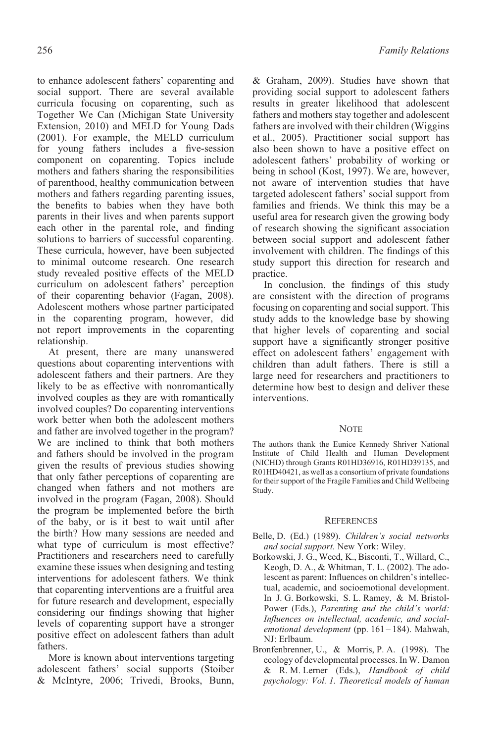to enhance adolescent fathers' coparenting and social support. There are several available curricula focusing on coparenting, such as Together We Can (Michigan State University Extension, 2010) and MELD for Young Dads (2001). For example, the MELD curriculum for young fathers includes a five-session component on coparenting. Topics include mothers and fathers sharing the responsibilities of parenthood, healthy communication between mothers and fathers regarding parenting issues, the benefits to babies when they have both parents in their lives and when parents support each other in the parental role, and finding solutions to barriers of successful coparenting. These curricula, however, have been subjected to minimal outcome research. One research study revealed positive effects of the MELD curriculum on adolescent fathers' perception of their coparenting behavior (Fagan, 2008). Adolescent mothers whose partner participated in the coparenting program, however, did not report improvements in the coparenting relationship.

At present, there are many unanswered questions about coparenting interventions with adolescent fathers and their partners. Are they likely to be as effective with nonromantically involved couples as they are with romantically involved couples? Do coparenting interventions work better when both the adolescent mothers and father are involved together in the program? We are inclined to think that both mothers and fathers should be involved in the program given the results of previous studies showing that only father perceptions of coparenting are changed when fathers and not mothers are involved in the program (Fagan, 2008). Should the program be implemented before the birth of the baby, or is it best to wait until after the birth? How many sessions are needed and what type of curriculum is most effective? Practitioners and researchers need to carefully examine these issues when designing and testing interventions for adolescent fathers. We think that coparenting interventions are a fruitful area for future research and development, especially considering our findings showing that higher levels of coparenting support have a stronger positive effect on adolescent fathers than adult fathers.

More is known about interventions targeting adolescent fathers' social supports (Stoiber & McIntyre, 2006; Trivedi, Brooks, Bunn, & Graham, 2009). Studies have shown that providing social support to adolescent fathers results in greater likelihood that adolescent fathers and mothers stay together and adolescent fathers are involved with their children (Wiggins et al., 2005). Practitioner social support has also been shown to have a positive effect on adolescent fathers' probability of working or being in school (Kost, 1997). We are, however, not aware of intervention studies that have targeted adolescent fathers' social support from families and friends. We think this may be a useful area for research given the growing body of research showing the significant association between social support and adolescent father involvement with children. The findings of this study support this direction for research and practice.

In conclusion, the findings of this study are consistent with the direction of programs focusing on coparenting and social support. This study adds to the knowledge base by showing that higher levels of coparenting and social support have a significantly stronger positive effect on adolescent fathers' engagement with children than adult fathers. There is still a large need for researchers and practitioners to determine how best to design and deliver these interventions.

## Note

The authors thank the Eunice Kennedy Shriver National Institute of Child Health and Human Development (NICHD) through Grants R01HD36916, R01HD39135, and R01HD40421, as well as a consortium of private foundations for their support of the Fragile Families and Child Wellbeing Study.

## References

Belle, D. (Ed.) (1989). *Children's social networks and social support.* New York: Wiley.

Borkowski, J. G., Weed, K., Bisconti, T., Willard, C., Keogh, D. A., & Whitman, T. L. (2002). The adolescent as parent: Influences on children's intellectual, academic, and socioemotional development. In J. G. Borkowski, S. L. Ramey, & M. Bristol-Power (Eds.), *Parenting and the child's world: Influences on intellectual, academic, and social-emotional development* (pp. 161 – 184). Mahwah, NJ: Erlbaum.

Bronfenbrenner, U., & Morris, P. A. (1998). The ecology of developmental processes. In W. Damon & R. M. Lerner (Eds.), *Handbook of child psychology: Vol. 1. Theoretical models of human*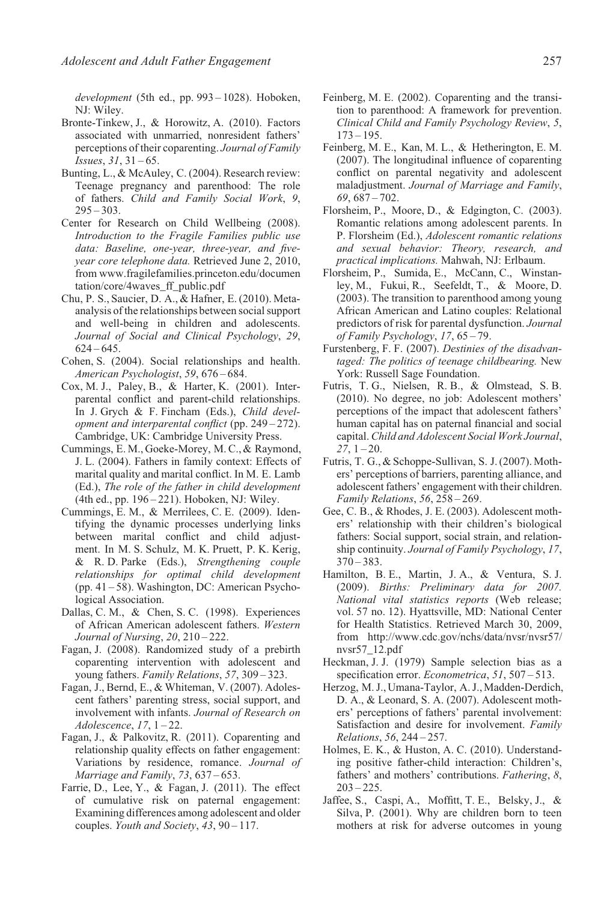*development* (5th ed., pp. 993 – 1028). Hoboken, NJ: Wiley.

Bronte-Tinkew, J., & Horowitz, A. (2010). Factors associated with unmarried, nonresident fathers' perceptions of their coparenting. *Journal of Family Issues*, *31*, 31 – 65.

Bunting, L., & McAuley, C. (2004). Research review: Teenage pregnancy and parenthood: The role of fathers. *Child and Family Social Work*, *9*, 295 – 303.

Center for Research on Child Wellbeing (2008). *Introduction to the Fragile Families public use data: Baseline, one-year, three-year, and five-year core telephone data.* Retrieved June 2, 2010, from www.fragilefamilies.princeton.edu/documentation/core/4waves_ff_public.pdf

Chu, P. S., Saucier, D. A., & Hafner, E. (2010). Meta-analysis of the relationships between social support and well-being in children and adolescents. *Journal of Social and Clinical Psychology*, *29*, 624 – 645.

Cohen, S. (2004). Social relationships and health. *American Psychologist*, *59*, 676 – 684.

Cox, M. J., Paley, B., & Harter, K. (2001). Interparental conflict and parent-child relationships. In J. Grych & F. Fincham (Eds.), *Child development and interparental conflict* (pp. 249 – 272). Cambridge, UK: Cambridge University Press.

Cummings, E. M., Goeke-Morey, M. C., & Raymond, J. L. (2004). Fathers in family context: Effects of marital quality and marital conflict. In M. E. Lamb (Ed.), *The role of the father in child development* (4th ed., pp. 196 – 221). Hoboken, NJ: Wiley.

Cummings, E. M., & Merrilees, C. E. (2009). Identifying the dynamic processes underlying links between marital conflict and child adjustment. In M. S. Schulz, M. K. Pruett, P. K. Kerig, & R. D. Parke (Eds.), *Strengthening couple relationships for optimal child development* (pp. 41 – 58). Washington, DC: American Psychological Association.

Dallas, C. M., & Chen, S. C. (1998). Experiences of African American adolescent fathers. *Western Journal of Nursing*, *20*, 210 – 222.

Fagan, J. (2008). Randomized study of a prebirth coparenting intervention with adolescent and young fathers. *Family Relations*, *57*, 309 – 323.

Fagan, J., Bernd, E., & Whiteman, V. (2007). Adolescent fathers' parenting stress, social support, and involvement with infants. *Journal of Research on Adolescence*, *17*, 1 – 22.

Fagan, J., & Palkovitz, R. (2011). Coparenting and relationship quality effects on father engagement: Variations by residence, romance. *Journal of Marriage and Family*, *73*, 637 – 653.

Farrie, D., Lee, Y., & Fagan, J. (2011). The effect of cumulative risk on paternal engagement: Examining differences among adolescent and older couples. *Youth and Society*, *43*, 90 – 117.

Feinberg, M. E. (2002). Coparenting and the transition to parenthood: A framework for prevention. *Clinical Child and Family Psychology Review*, *5*, 173 – 195.

Feinberg, M. E., Kan, M. L., & Hetherington, E. M. (2007). The longitudinal influence of coparenting conflict on parental negativity and adolescent maladjustment. *Journal of Marriage and Family*, *69*, 687 – 702.

Florsheim, P., Moore, D., & Edgington, C. (2003). Romantic relations among adolescent parents. In P. Florsheim (Ed.), *Adolescent romantic relations and sexual behavior: Theory, research, and practical implications.* Mahwah, NJ: Erlbaum.

Florsheim, P., Sumida, E., McCann, C., Winstanley, M., Fukui, R., Seefeldt, T., & Moore, D. (2003). The transition to parenthood among young African American and Latino couples: Relational predictors of risk for parental dysfunction. *Journal of Family Psychology*, *17*, 65 – 79.

Furstenberg, F. F. (2007). *Destinies of the disadvantaged: The politics of teenage childbearing.* New York: Russell Sage Foundation.

Futris, T. G., Nielsen, R. B., & Olmstead, S. B. (2010). No degree, no job: Adolescent mothers' perceptions of the impact that adolescent fathers' human capital has on paternal financial and social capital. *Child and Adolescent Social Work Journal*, *27*, 1 – 20.

Futris, T. G., & Schoppe-Sullivan, S. J. (2007). Mothers' perceptions of barriers, parenting alliance, and adolescent fathers' engagement with their children. *Family Relations*, *56*, 258 – 269.

Gee, C. B., & Rhodes, J. E. (2003). Adolescent mothers' relationship with their children's biological fathers: Social support, social strain, and relationship continuity. *Journal of Family Psychology*, *17*, 370 – 383.

Hamilton, B. E., Martin, J. A., & Ventura, S. J. (2009). *Births: Preliminary data for 2007. National vital statistics reports* (Web release; vol. 57 no. 12). Hyattsville, MD: National Center for Health Statistics. Retrieved March 30, 2009, from http://www.cdc.gov/nchs/data/nvsr/nvsr57/nvsr57_12.pdf

Heckman, J. J. (1979) Sample selection bias as a specification error. *Econometrica*, *51*, 507 – 513.

Herzog, M. J., Umana-Taylor, A. J., Madden-Derdich, D. A., & Leonard, S. A. (2007). Adolescent mothers' perceptions of fathers' parental involvement: Satisfaction and desire for involvement. *Family Relations*, *56*, 244 – 257.

Holmes, E. K., & Huston, A. C. (2010). Understanding positive father-child interaction: Children's, fathers' and mothers' contributions. *Fathering*, *8*, 203 – 225.

Jaffee, S., Caspi, A., Moffitt, T. E., Belsky, J., & Silva, P. (2001). Why are children born to teen mothers at risk for adverse outcomes in young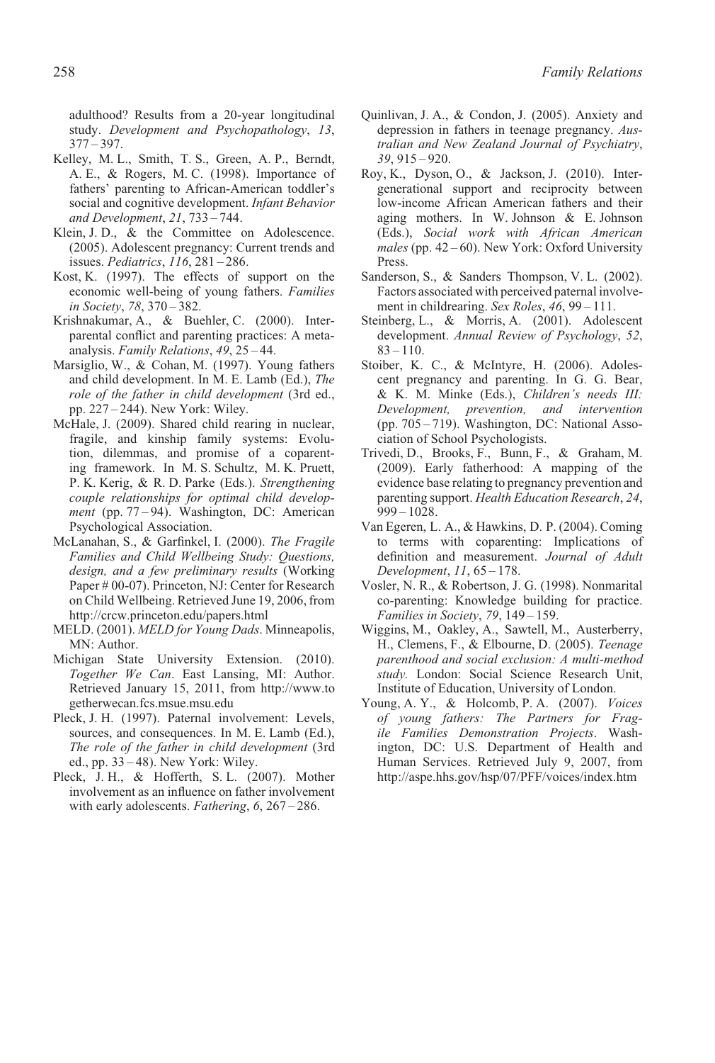adulthood? Results from a 20-year longitudinal study. *Development and Psychopathology*, *13*, 377 – 397.

Kelley, M. L., Smith, T. S., Green, A. P., Berndt, A. E., & Rogers, M. C. (1998). Importance of fathers' parenting to African-American toddler's social and cognitive development. *Infant Behavior and Development*, *21*, 733 – 744.

Klein, J. D., & the Committee on Adolescence. (2005). Adolescent pregnancy: Current trends and issues. *Pediatrics*, *116*, 281 – 286.

Kost, K. (1997). The effects of support on the economic well-being of young fathers. *Families in Society*, *78*, 370 – 382.

Krishnakumar, A., & Buehler, C. (2000). Interparental conflict and parenting practices: A meta-analysis. *Family Relations*, *49*, 25 – 44.

Marsiglio, W., & Cohan, M. (1997). Young fathers and child development. In M. E. Lamb (Ed.), *The role of the father in child development* (3rd ed., pp. 227 – 244). New York: Wiley.

McHale, J. (2009). Shared child rearing in nuclear, fragile, and kinship family systems: Evolution, dilemmas, and promise of a coparenting framework. In M. S. Schultz, M. K. Pruett, P. K. Kerig, & R. D. Parke (Eds.). *Strengthening couple relationships for optimal child development* (pp. 77 – 94). Washington, DC: American Psychological Association.

McLanahan, S., & Garfinkel, I. (2000). *The Fragile Families and Child Wellbeing Study: Questions, design, and a few preliminary results* (Working Paper # 00-07). Princeton, NJ: Center for Research on Child Wellbeing. Retrieved June 19, 2006, from http://crcw.princeton.edu/papers.html

MELD. (2001). *MELD for Young Dads*. Minneapolis, MN: Author.

Michigan State University Extension. (2010). *Together We Can*. East Lansing, MI: Author. Retrieved January 15, 2011, from http://www.togetherwecan.fcs.msue.msu.edu

Pleck, J. H. (1997). Paternal involvement: Levels, sources, and consequences. In M. E. Lamb (Ed.), *The role of the father in child development* (3rd ed., pp. 33 – 48). New York: Wiley.

Pleck, J. H., & Hofferth, S. L. (2007). Mother involvement as an influence on father involvement with early adolescents. *Fathering*, *6*, 267 – 286.

Quinlivan, J. A., & Condon, J. (2005). Anxiety and depression in fathers in teenage pregnancy. *Australian and New Zealand Journal of Psychiatry*, *39*, 915 – 920.

Roy, K., Dyson, O., & Jackson, J. (2010). Intergenerational support and reciprocity between low-income African American fathers and their aging mothers. In W. Johnson & E. Johnson (Eds.), *Social work with African American males* (pp. 42 – 60). New York: Oxford University Press.

Sanderson, S., & Sanders Thompson, V. L. (2002). Factors associated with perceived paternal involvement in childrearing. *Sex Roles*, *46*, 99 – 111.

Steinberg, L., & Morris, A. (2001). Adolescent development. *Annual Review of Psychology*, *52*, 83 – 110.

Stoiber, K. C., & McIntyre, H. (2006). Adolescent pregnancy and parenting. In G. G. Bear, & K. M. Minke (Eds.), *Children's needs III: Development, prevention, and intervention* (pp. 705 – 719). Washington, DC: National Association of School Psychologists.

Trivedi, D., Brooks, F., Bunn, F., & Graham, M. (2009). Early fatherhood: A mapping of the evidence base relating to pregnancy prevention and parenting support. *Health Education Research*, *24*, 999 – 1028.

Van Egeren, L. A., & Hawkins, D. P. (2004). Coming to terms with coparenting: Implications of definition and measurement. *Journal of Adult Development*, *11*, 65 – 178.

Vosler, N. R., & Robertson, J. G. (1998). Nonmarital co-parenting: Knowledge building for practice. *Families in Society*, *79*, 149 – 159.

Wiggins, M., Oakley, A., Sawtell, M., Austerberry, H., Clemens, F., & Elbourne, D. (2005). *Teenage parenthood and social exclusion: A multi-method study*. London: Social Science Research Unit, Institute of Education, University of London.

Young, A. Y., & Holcomb, P. A. (2007). *Voices of young fathers: The Partners for Fragile Families Demonstration Projects*. Washington, DC: U.S. Department of Health and Human Services. Retrieved July 9, 2007, from http://aspe.hhs.gov/hsp/07/PFF/voices/index.htm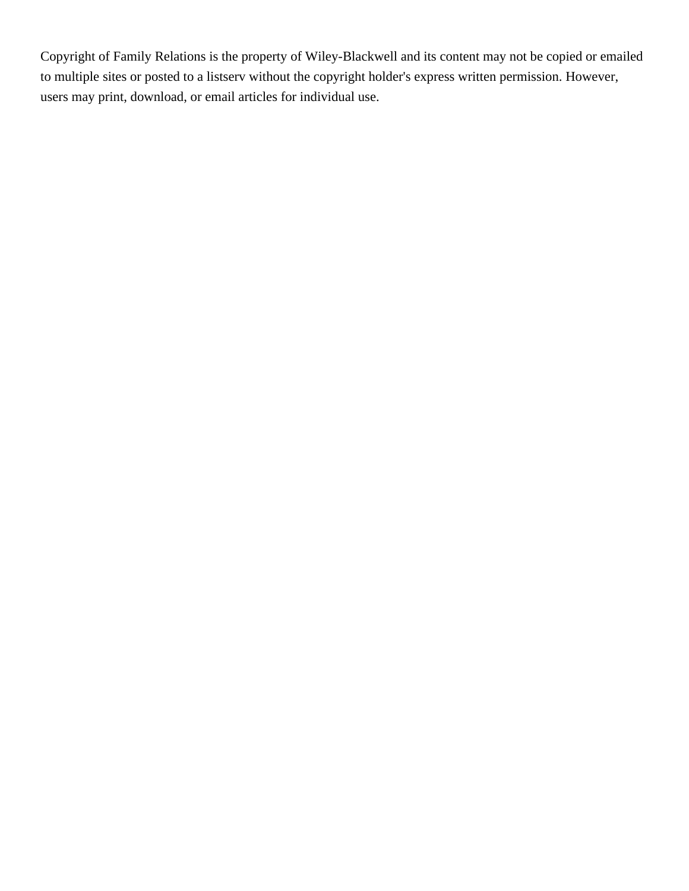Copyright of Family Relations is the property of Wiley-Blackwell and its content may not be copied or emailed to multiple sites or posted to a listserv without the copyright holder's express written permission. However, users may print, download, or email articles for individual use.